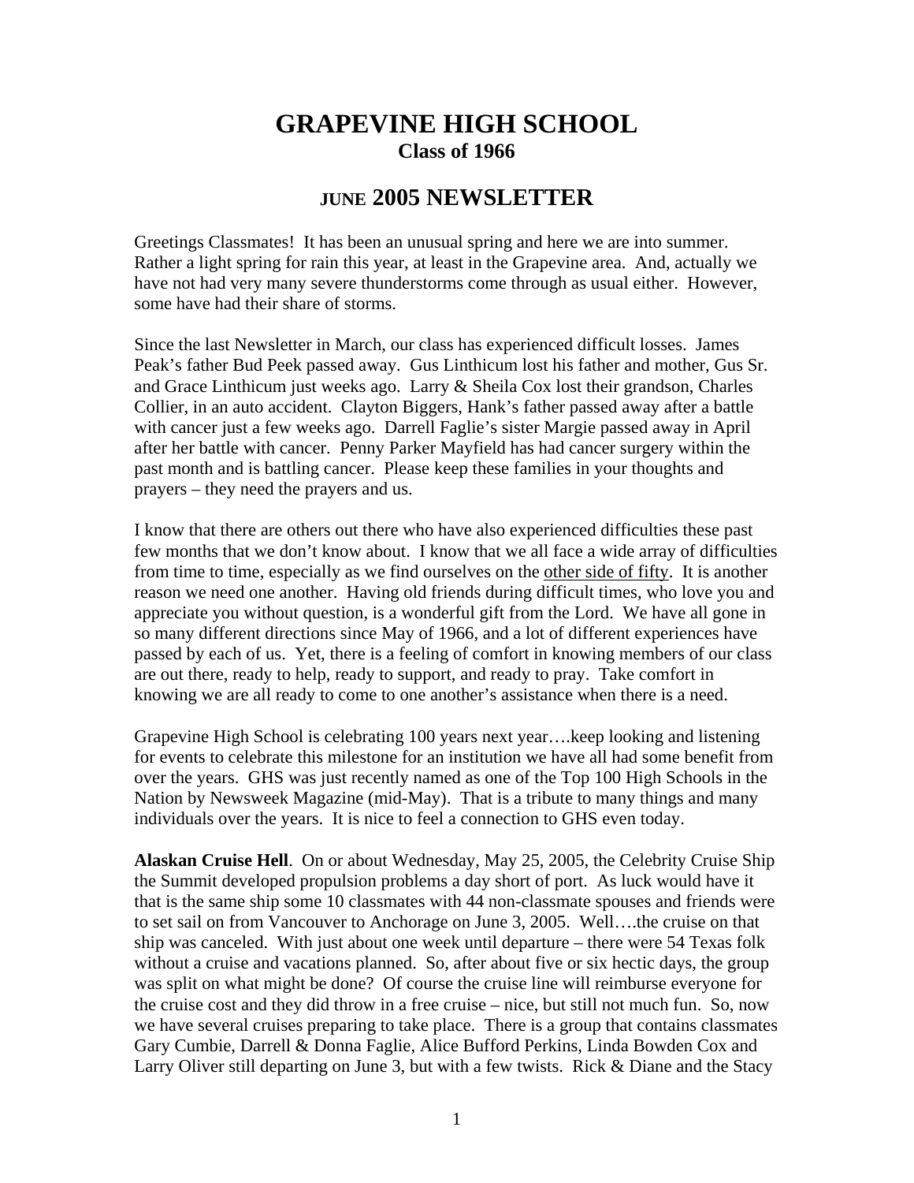# GRAPEVINE HIGH SCHOOL
## Class of 1966

## JUNE 2005 NEWSLETTER

Greetings Classmates! It has been an unusual spring and here we are into summer. Rather a light spring for rain this year, at least in the Grapevine area. And, actually we have not had very many severe thunderstorms come through as usual either. However, some have had their share of storms.

Since the last Newsletter in March, our class has experienced difficult losses. James Peak's father Bud Peek passed away. Gus Linthicum lost his father and mother, Gus Sr. and Grace Linthicum just weeks ago. Larry & Sheila Cox lost their grandson, Charles Collier, in an auto accident. Clayton Biggers, Hank's father passed away after a battle with cancer just a few weeks ago. Darrell Faglie's sister Margie passed away in April after her battle with cancer. Penny Parker Mayfield has had cancer surgery within the past month and is battling cancer. Please keep these families in your thoughts and prayers – they need the prayers and us.

I know that there are others out there who have also experienced difficulties these past few months that we don't know about. I know that we all face a wide array of difficulties from time to time, especially as we find ourselves on the <u>other side of fifty</u>. It is another reason we need one another. Having old friends during difficult times, who love you and appreciate you without question, is a wonderful gift from the Lord. We have all gone in so many different directions since May of 1966, and a lot of different experiences have passed by each of us. Yet, there is a feeling of comfort in knowing members of our class are out there, ready to help, ready to support, and ready to pray. Take comfort in knowing we are all ready to come to one another's assistance when there is a need.

Grapevine High School is celebrating 100 years next year….keep looking and listening for events to celebrate this milestone for an institution we have all had some benefit from over the years. GHS was just recently named as one of the Top 100 High Schools in the Nation by Newsweek Magazine (mid-May). That is a tribute to many things and many individuals over the years. It is nice to feel a connection to GHS even today.

**Alaskan Cruise Hell**. On or about Wednesday, May 25, 2005, the Celebrity Cruise Ship the Summit developed propulsion problems a day short of port. As luck would have it that is the same ship some 10 classmates with 44 non-classmate spouses and friends were to set sail on from Vancouver to Anchorage on June 3, 2005. Well….the cruise on that ship was canceled. With just about one week until departure – there were 54 Texas folk without a cruise and vacations planned. So, after about five or six hectic days, the group was split on what might be done? Of course the cruise line will reimburse everyone for the cruise cost and they did throw in a free cruise – nice, but still not much fun. So, now we have several cruises preparing to take place. There is a group that contains classmates Gary Cumbie, Darrell & Donna Faglie, Alice Bufford Perkins, Linda Bowden Cox and Larry Oliver still departing on June 3, but with a few twists. Rick & Diane and the Stacy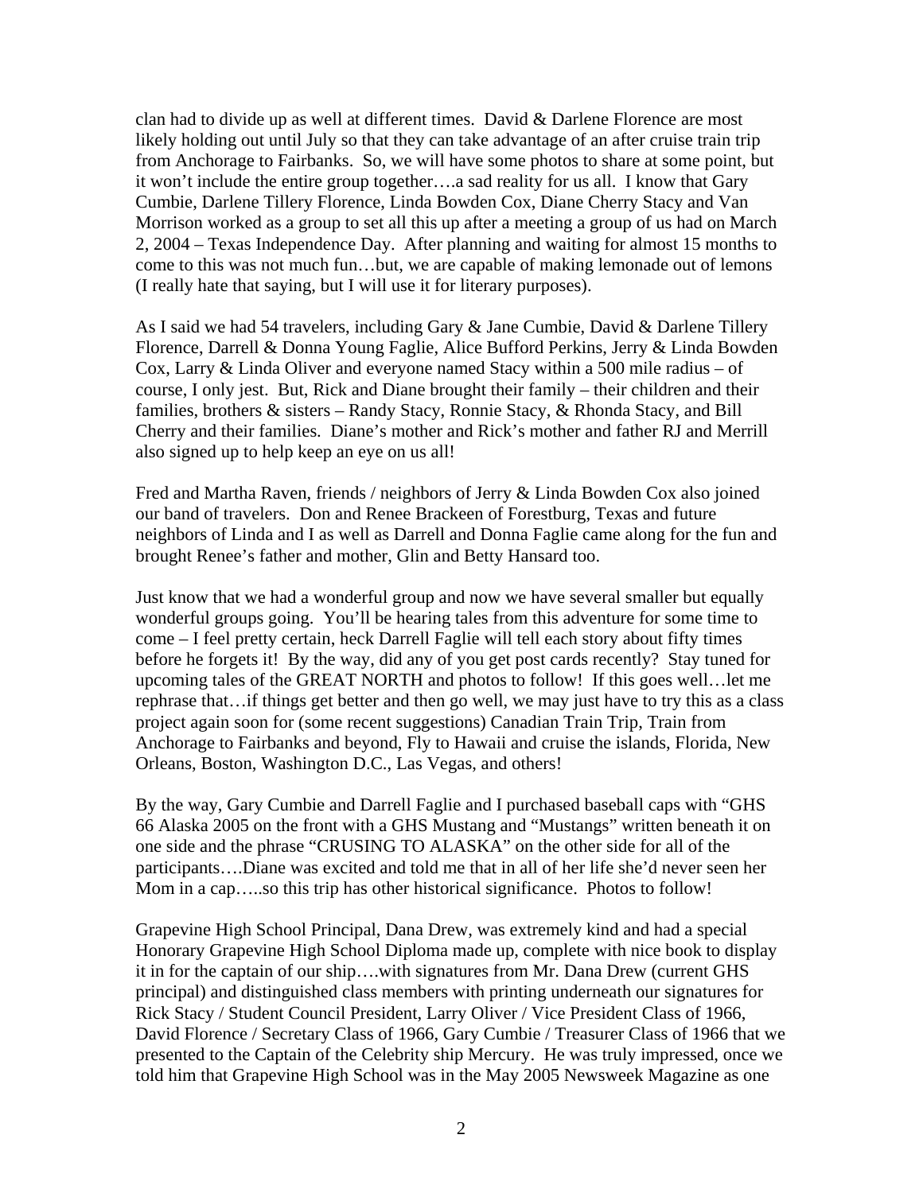clan had to divide up as well at different times. David & Darlene Florence are most likely holding out until July so that they can take advantage of an after cruise train trip from Anchorage to Fairbanks. So, we will have some photos to share at some point, but it won't include the entire group together….a sad reality for us all. I know that Gary Cumbie, Darlene Tillery Florence, Linda Bowden Cox, Diane Cherry Stacy and Van Morrison worked as a group to set all this up after a meeting a group of us had on March 2, 2004 – Texas Independence Day. After planning and waiting for almost 15 months to come to this was not much fun…but, we are capable of making lemonade out of lemons (I really hate that saying, but I will use it for literary purposes).

As I said we had 54 travelers, including Gary & Jane Cumbie, David & Darlene Tillery Florence, Darrell & Donna Young Faglie, Alice Bufford Perkins, Jerry & Linda Bowden Cox, Larry & Linda Oliver and everyone named Stacy within a 500 mile radius – of course, I only jest. But, Rick and Diane brought their family – their children and their families, brothers & sisters – Randy Stacy, Ronnie Stacy, & Rhonda Stacy, and Bill Cherry and their families. Diane's mother and Rick's mother and father RJ and Merrill also signed up to help keep an eye on us all!

Fred and Martha Raven, friends / neighbors of Jerry & Linda Bowden Cox also joined our band of travelers. Don and Renee Brackeen of Forestburg, Texas and future neighbors of Linda and I as well as Darrell and Donna Faglie came along for the fun and brought Renee's father and mother, Glin and Betty Hansard too.

Just know that we had a wonderful group and now we have several smaller but equally wonderful groups going. You'll be hearing tales from this adventure for some time to come – I feel pretty certain, heck Darrell Faglie will tell each story about fifty times before he forgets it! By the way, did any of you get post cards recently? Stay tuned for upcoming tales of the GREAT NORTH and photos to follow! If this goes well…let me rephrase that…if things get better and then go well, we may just have to try this as a class project again soon for (some recent suggestions) Canadian Train Trip, Train from Anchorage to Fairbanks and beyond, Fly to Hawaii and cruise the islands, Florida, New Orleans, Boston, Washington D.C., Las Vegas, and others!

By the way, Gary Cumbie and Darrell Faglie and I purchased baseball caps with "GHS 66 Alaska 2005 on the front with a GHS Mustang and "Mustangs" written beneath it on one side and the phrase "CRUSING TO ALASKA" on the other side for all of the participants….Diane was excited and told me that in all of her life she'd never seen her Mom in a cap…..so this trip has other historical significance. Photos to follow!

Grapevine High School Principal, Dana Drew, was extremely kind and had a special Honorary Grapevine High School Diploma made up, complete with nice book to display it in for the captain of our ship….with signatures from Mr. Dana Drew (current GHS principal) and distinguished class members with printing underneath our signatures for Rick Stacy / Student Council President, Larry Oliver / Vice President Class of 1966, David Florence / Secretary Class of 1966, Gary Cumbie / Treasurer Class of 1966 that we presented to the Captain of the Celebrity ship Mercury. He was truly impressed, once we told him that Grapevine High School was in the May 2005 Newsweek Magazine as one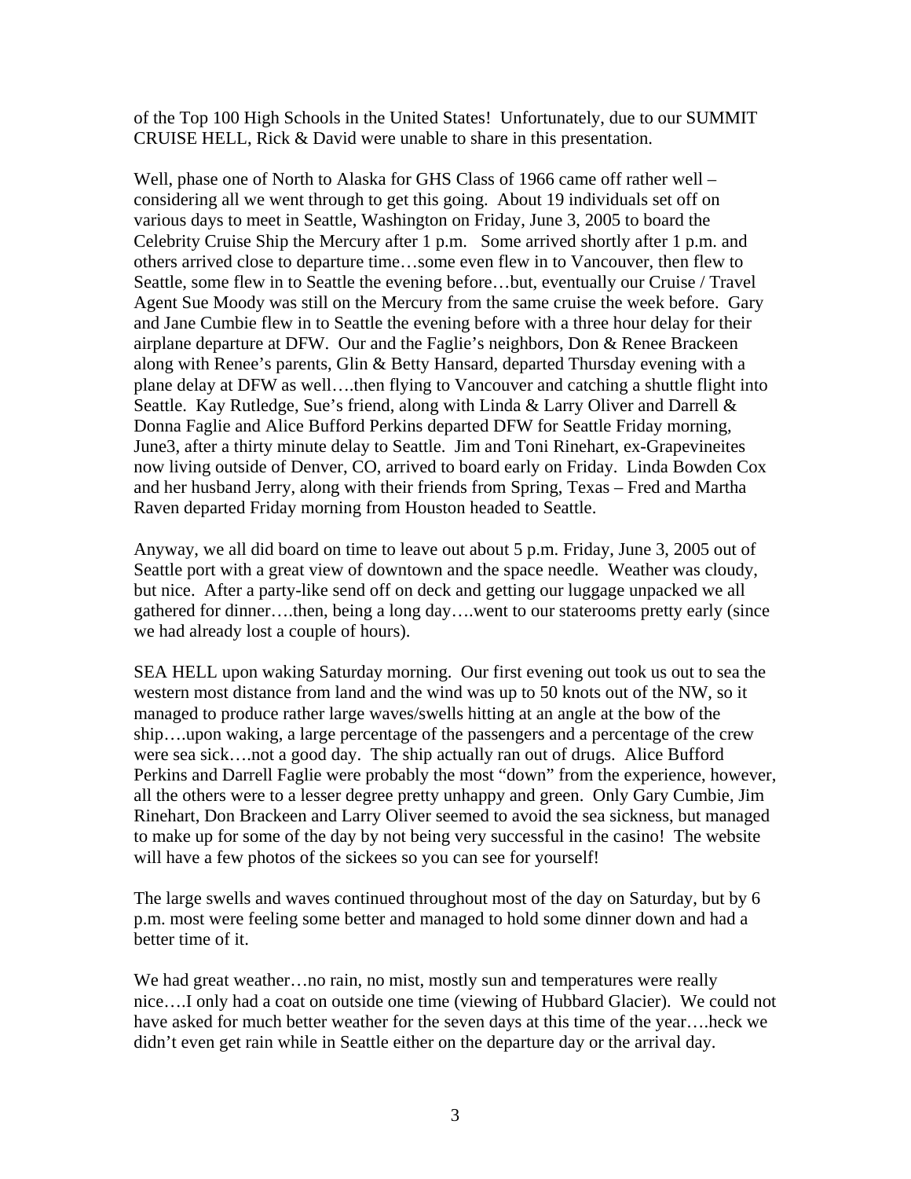of the Top 100 High Schools in the United States! Unfortunately, due to our SUMMIT CRUISE HELL, Rick & David were unable to share in this presentation.

Well, phase one of North to Alaska for GHS Class of 1966 came off rather well – considering all we went through to get this going. About 19 individuals set off on various days to meet in Seattle, Washington on Friday, June 3, 2005 to board the Celebrity Cruise Ship the Mercury after 1 p.m. Some arrived shortly after 1 p.m. and others arrived close to departure time…some even flew in to Vancouver, then flew to Seattle, some flew in to Seattle the evening before…but, eventually our Cruise / Travel Agent Sue Moody was still on the Mercury from the same cruise the week before. Gary and Jane Cumbie flew in to Seattle the evening before with a three hour delay for their airplane departure at DFW. Our and the Faglie's neighbors, Don & Renee Brackeen along with Renee's parents, Glin & Betty Hansard, departed Thursday evening with a plane delay at DFW as well….then flying to Vancouver and catching a shuttle flight into Seattle. Kay Rutledge, Sue's friend, along with Linda & Larry Oliver and Darrell & Donna Faglie and Alice Bufford Perkins departed DFW for Seattle Friday morning, June3, after a thirty minute delay to Seattle. Jim and Toni Rinehart, ex-Grapevineites now living outside of Denver, CO, arrived to board early on Friday. Linda Bowden Cox and her husband Jerry, along with their friends from Spring, Texas – Fred and Martha Raven departed Friday morning from Houston headed to Seattle.

Anyway, we all did board on time to leave out about 5 p.m. Friday, June 3, 2005 out of Seattle port with a great view of downtown and the space needle. Weather was cloudy, but nice. After a party-like send off on deck and getting our luggage unpacked we all gathered for dinner….then, being a long day….went to our staterooms pretty early (since we had already lost a couple of hours).

SEA HELL upon waking Saturday morning. Our first evening out took us out to sea the western most distance from land and the wind was up to 50 knots out of the NW, so it managed to produce rather large waves/swells hitting at an angle at the bow of the ship….upon waking, a large percentage of the passengers and a percentage of the crew were sea sick….not a good day. The ship actually ran out of drugs. Alice Bufford Perkins and Darrell Faglie were probably the most "down" from the experience, however, all the others were to a lesser degree pretty unhappy and green. Only Gary Cumbie, Jim Rinehart, Don Brackeen and Larry Oliver seemed to avoid the sea sickness, but managed to make up for some of the day by not being very successful in the casino! The website will have a few photos of the sickees so you can see for yourself!

The large swells and waves continued throughout most of the day on Saturday, but by 6 p.m. most were feeling some better and managed to hold some dinner down and had a better time of it.

We had great weather…no rain, no mist, mostly sun and temperatures were really nice….I only had a coat on outside one time (viewing of Hubbard Glacier). We could not have asked for much better weather for the seven days at this time of the year….heck we didn't even get rain while in Seattle either on the departure day or the arrival day.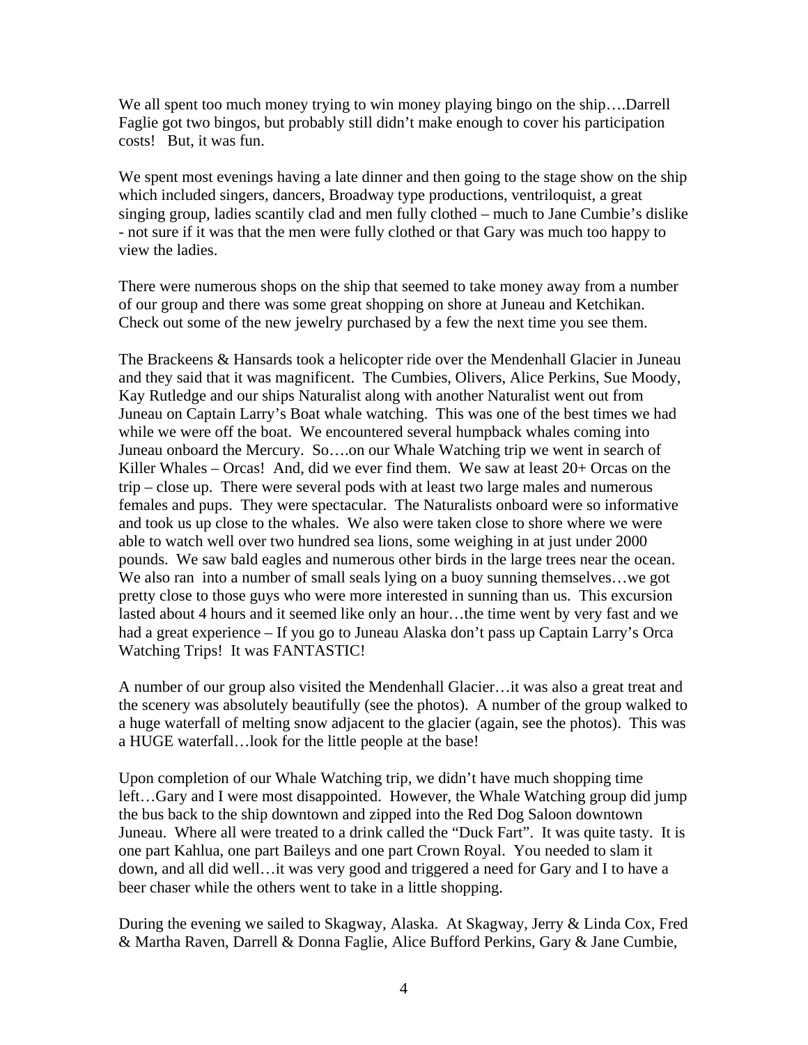We all spent too much money trying to win money playing bingo on the ship….Darrell Faglie got two bingos, but probably still didn't make enough to cover his participation costs! But, it was fun.

We spent most evenings having a late dinner and then going to the stage show on the ship which included singers, dancers, Broadway type productions, ventriloquist, a great singing group, ladies scantily clad and men fully clothed – much to Jane Cumbie's dislike - not sure if it was that the men were fully clothed or that Gary was much too happy to view the ladies.

There were numerous shops on the ship that seemed to take money away from a number of our group and there was some great shopping on shore at Juneau and Ketchikan. Check out some of the new jewelry purchased by a few the next time you see them.

The Brackeens & Hansards took a helicopter ride over the Mendenhall Glacier in Juneau and they said that it was magnificent. The Cumbies, Olivers, Alice Perkins, Sue Moody, Kay Rutledge and our ships Naturalist along with another Naturalist went out from Juneau on Captain Larry's Boat whale watching. This was one of the best times we had while we were off the boat. We encountered several humpback whales coming into Juneau onboard the Mercury. So….on our Whale Watching trip we went in search of Killer Whales – Orcas! And, did we ever find them. We saw at least 20+ Orcas on the trip – close up. There were several pods with at least two large males and numerous females and pups. They were spectacular. The Naturalists onboard were so informative and took us up close to the whales. We also were taken close to shore where we were able to watch well over two hundred sea lions, some weighing in at just under 2000 pounds. We saw bald eagles and numerous other birds in the large trees near the ocean. We also ran into a number of small seals lying on a buoy sunning themselves…we got pretty close to those guys who were more interested in sunning than us. This excursion lasted about 4 hours and it seemed like only an hour…the time went by very fast and we had a great experience – If you go to Juneau Alaska don't pass up Captain Larry's Orca Watching Trips! It was FANTASTIC!

A number of our group also visited the Mendenhall Glacier…it was also a great treat and the scenery was absolutely beautifully (see the photos). A number of the group walked to a huge waterfall of melting snow adjacent to the glacier (again, see the photos). This was a HUGE waterfall…look for the little people at the base!

Upon completion of our Whale Watching trip, we didn't have much shopping time left…Gary and I were most disappointed. However, the Whale Watching group did jump the bus back to the ship downtown and zipped into the Red Dog Saloon downtown Juneau. Where all were treated to a drink called the "Duck Fart". It was quite tasty. It is one part Kahlua, one part Baileys and one part Crown Royal. You needed to slam it down, and all did well…it was very good and triggered a need for Gary and I to have a beer chaser while the others went to take in a little shopping.

During the evening we sailed to Skagway, Alaska. At Skagway, Jerry & Linda Cox, Fred & Martha Raven, Darrell & Donna Faglie, Alice Bufford Perkins, Gary & Jane Cumbie,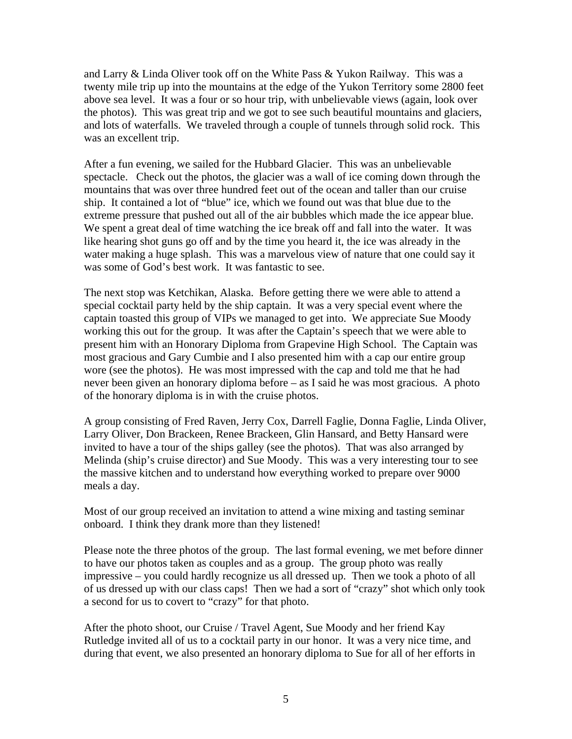and Larry & Linda Oliver took off on the White Pass & Yukon Railway. This was a twenty mile trip up into the mountains at the edge of the Yukon Territory some 2800 feet above sea level. It was a four or so hour trip, with unbelievable views (again, look over the photos). This was great trip and we got to see such beautiful mountains and glaciers, and lots of waterfalls. We traveled through a couple of tunnels through solid rock. This was an excellent trip.

After a fun evening, we sailed for the Hubbard Glacier. This was an unbelievable spectacle. Check out the photos, the glacier was a wall of ice coming down through the mountains that was over three hundred feet out of the ocean and taller than our cruise ship. It contained a lot of "blue" ice, which we found out was that blue due to the extreme pressure that pushed out all of the air bubbles which made the ice appear blue. We spent a great deal of time watching the ice break off and fall into the water. It was like hearing shot guns go off and by the time you heard it, the ice was already in the water making a huge splash. This was a marvelous view of nature that one could say it was some of God's best work. It was fantastic to see.

The next stop was Ketchikan, Alaska. Before getting there we were able to attend a special cocktail party held by the ship captain. It was a very special event where the captain toasted this group of VIPs we managed to get into. We appreciate Sue Moody working this out for the group. It was after the Captain's speech that we were able to present him with an Honorary Diploma from Grapevine High School. The Captain was most gracious and Gary Cumbie and I also presented him with a cap our entire group wore (see the photos). He was most impressed with the cap and told me that he had never been given an honorary diploma before – as I said he was most gracious. A photo of the honorary diploma is in with the cruise photos.

A group consisting of Fred Raven, Jerry Cox, Darrell Faglie, Donna Faglie, Linda Oliver, Larry Oliver, Don Brackeen, Renee Brackeen, Glin Hansard, and Betty Hansard were invited to have a tour of the ships galley (see the photos). That was also arranged by Melinda (ship's cruise director) and Sue Moody. This was a very interesting tour to see the massive kitchen and to understand how everything worked to prepare over 9000 meals a day.

Most of our group received an invitation to attend a wine mixing and tasting seminar onboard. I think they drank more than they listened!

Please note the three photos of the group. The last formal evening, we met before dinner to have our photos taken as couples and as a group. The group photo was really impressive – you could hardly recognize us all dressed up. Then we took a photo of all of us dressed up with our class caps! Then we had a sort of "crazy" shot which only took a second for us to covert to "crazy" for that photo.

After the photo shoot, our Cruise / Travel Agent, Sue Moody and her friend Kay Rutledge invited all of us to a cocktail party in our honor. It was a very nice time, and during that event, we also presented an honorary diploma to Sue for all of her efforts in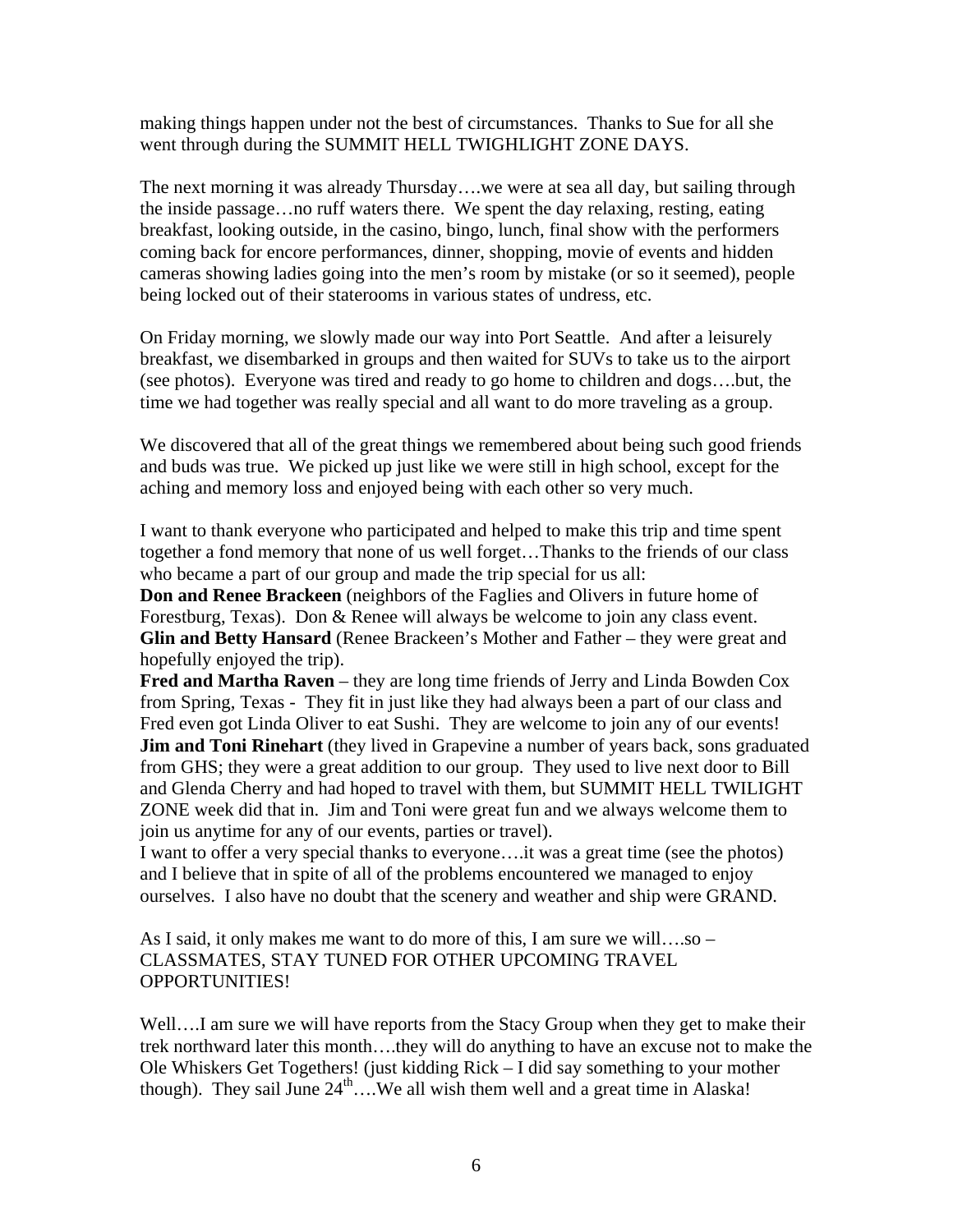making things happen under not the best of circumstances. Thanks to Sue for all she went through during the SUMMIT HELL TWIGHLIGHT ZONE DAYS.

The next morning it was already Thursday….we were at sea all day, but sailing through the inside passage…no ruff waters there. We spent the day relaxing, resting, eating breakfast, looking outside, in the casino, bingo, lunch, final show with the performers coming back for encore performances, dinner, shopping, movie of events and hidden cameras showing ladies going into the men's room by mistake (or so it seemed), people being locked out of their staterooms in various states of undress, etc.

On Friday morning, we slowly made our way into Port Seattle. And after a leisurely breakfast, we disembarked in groups and then waited for SUVs to take us to the airport (see photos). Everyone was tired and ready to go home to children and dogs….but, the time we had together was really special and all want to do more traveling as a group.

We discovered that all of the great things we remembered about being such good friends and buds was true. We picked up just like we were still in high school, except for the aching and memory loss and enjoyed being with each other so very much.

I want to thank everyone who participated and helped to make this trip and time spent together a fond memory that none of us well forget…Thanks to the friends of our class who became a part of our group and made the trip special for us all:

**Don and Renee Brackeen** (neighbors of the Faglies and Olivers in future home of Forestburg, Texas). Don & Renee will always be welcome to join any class event.

**Glin and Betty Hansard** (Renee Brackeen's Mother and Father – they were great and hopefully enjoyed the trip).

**Fred and Martha Raven** – they are long time friends of Jerry and Linda Bowden Cox from Spring, Texas - They fit in just like they had always been a part of our class and Fred even got Linda Oliver to eat Sushi. They are welcome to join any of our events!

**Jim and Toni Rinehart** (they lived in Grapevine a number of years back, sons graduated from GHS; they were a great addition to our group. They used to live next door to Bill and Glenda Cherry and had hoped to travel with them, but SUMMIT HELL TWILIGHT ZONE week did that in. Jim and Toni were great fun and we always welcome them to join us anytime for any of our events, parties or travel).

I want to offer a very special thanks to everyone….it was a great time (see the photos) and I believe that in spite of all of the problems encountered we managed to enjoy ourselves. I also have no doubt that the scenery and weather and ship were GRAND.

As I said, it only makes me want to do more of this, I am sure we will….so – CLASSMATES, STAY TUNED FOR OTHER UPCOMING TRAVEL OPPORTUNITIES!

Well….I am sure we will have reports from the Stacy Group when they get to make their trek northward later this month….they will do anything to have an excuse not to make the Ole Whiskers Get Togethers! (just kidding Rick – I did say something to your mother though). They sail June 24th….We all wish them well and a great time in Alaska!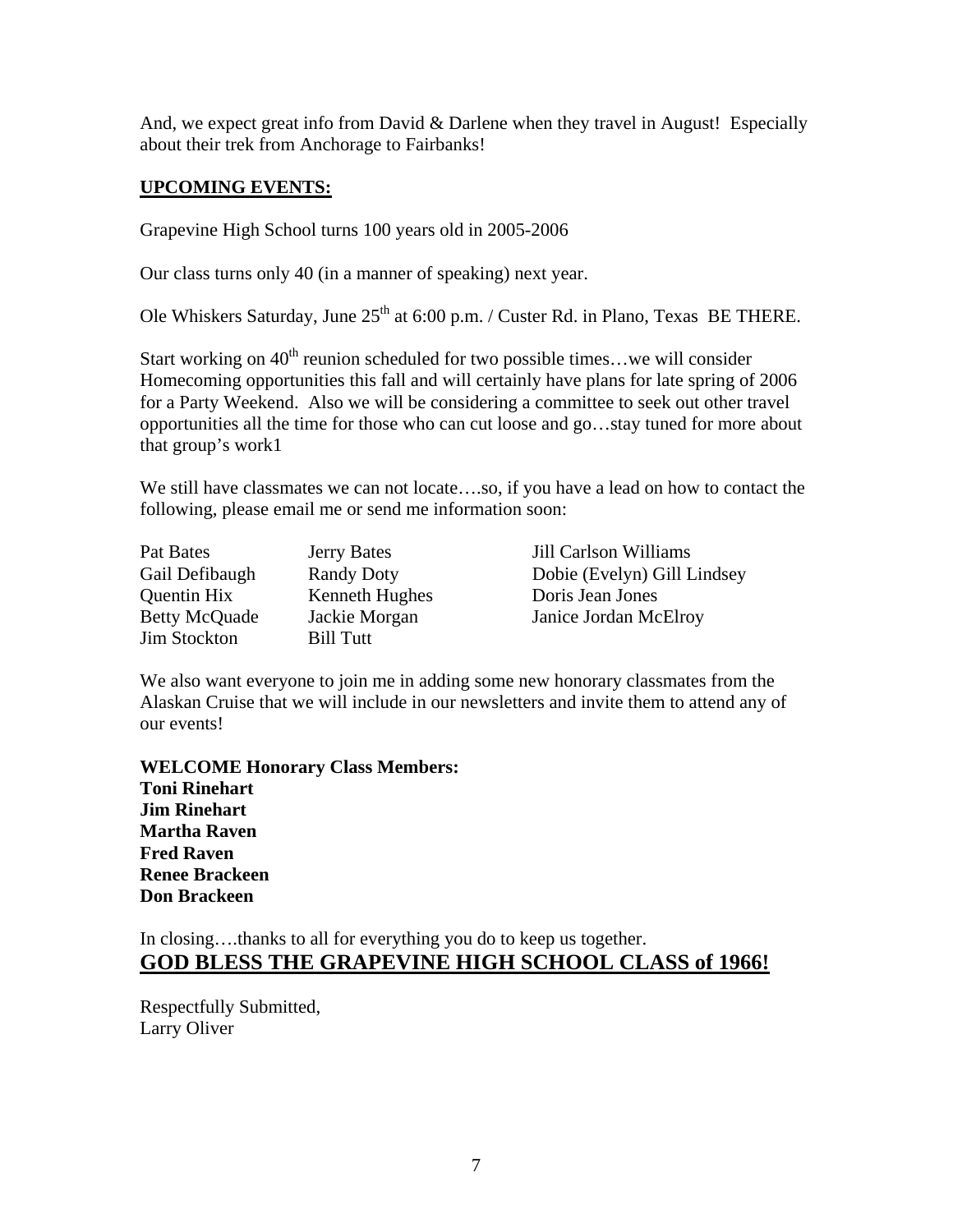And, we expect great info from David & Darlene when they travel in August! Especially about their trek from Anchorage to Fairbanks!

**UPCOMING EVENTS:**

Grapevine High School turns 100 years old in 2005-2006

Our class turns only 40 (in a manner of speaking) next year.

Ole Whiskers Saturday, June 25th at 6:00 p.m. / Custer Rd. in Plano, Texas BE THERE.

Start working on 40th reunion scheduled for two possible times…we will consider Homecoming opportunities this fall and will certainly have plans for late spring of 2006 for a Party Weekend. Also we will be considering a committee to seek out other travel opportunities all the time for those who can cut loose and go…stay tuned for more about that group's work1

We still have classmates we can not locate….so, if you have a lead on how to contact the following, please email me or send me information soon:

| | | |
|---|---|---|
| Pat Bates | Jerry Bates | Jill Carlson Williams |
| Gail Defibaugh | Randy Doty | Dobie (Evelyn) Gill Lindsey |
| Quentin Hix | Kenneth Hughes | Doris Jean Jones |
| Betty McQuade | Jackie Morgan | Janice Jordan McElroy |
| Jim Stockton | Bill Tutt | |

We also want everyone to join me in adding some new honorary classmates from the Alaskan Cruise that we will include in our newsletters and invite them to attend any of our events!

**WELCOME Honorary Class Members:**
**Toni Rinehart**
**Jim Rinehart**
**Martha Raven**
**Fred Raven**
**Renee Brackeen**
**Don Brackeen**

In closing….thanks to all for everything you do to keep us together.

**GOD BLESS THE GRAPEVINE HIGH SCHOOL CLASS of 1966!**

Respectfully Submitted,
Larry Oliver